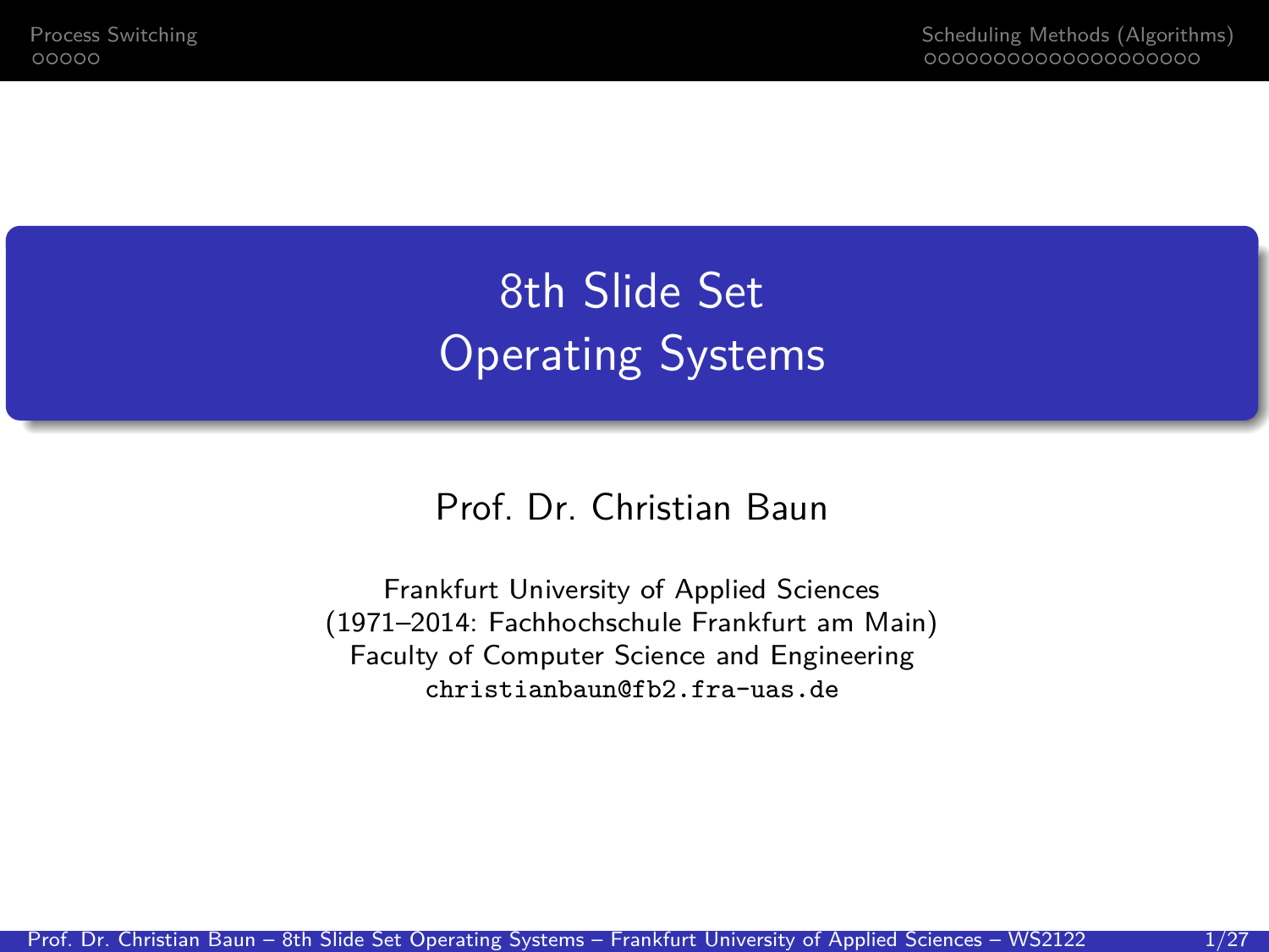# 8th Slide Set
# Operating Systems

Prof. Dr. Christian Baun

Frankfurt University of Applied Sciences
(1971–2014: Fachhochschule Frankfurt am Main)
Faculty of Computer Science and Engineering
christianbaun@fb2.fra-uas.de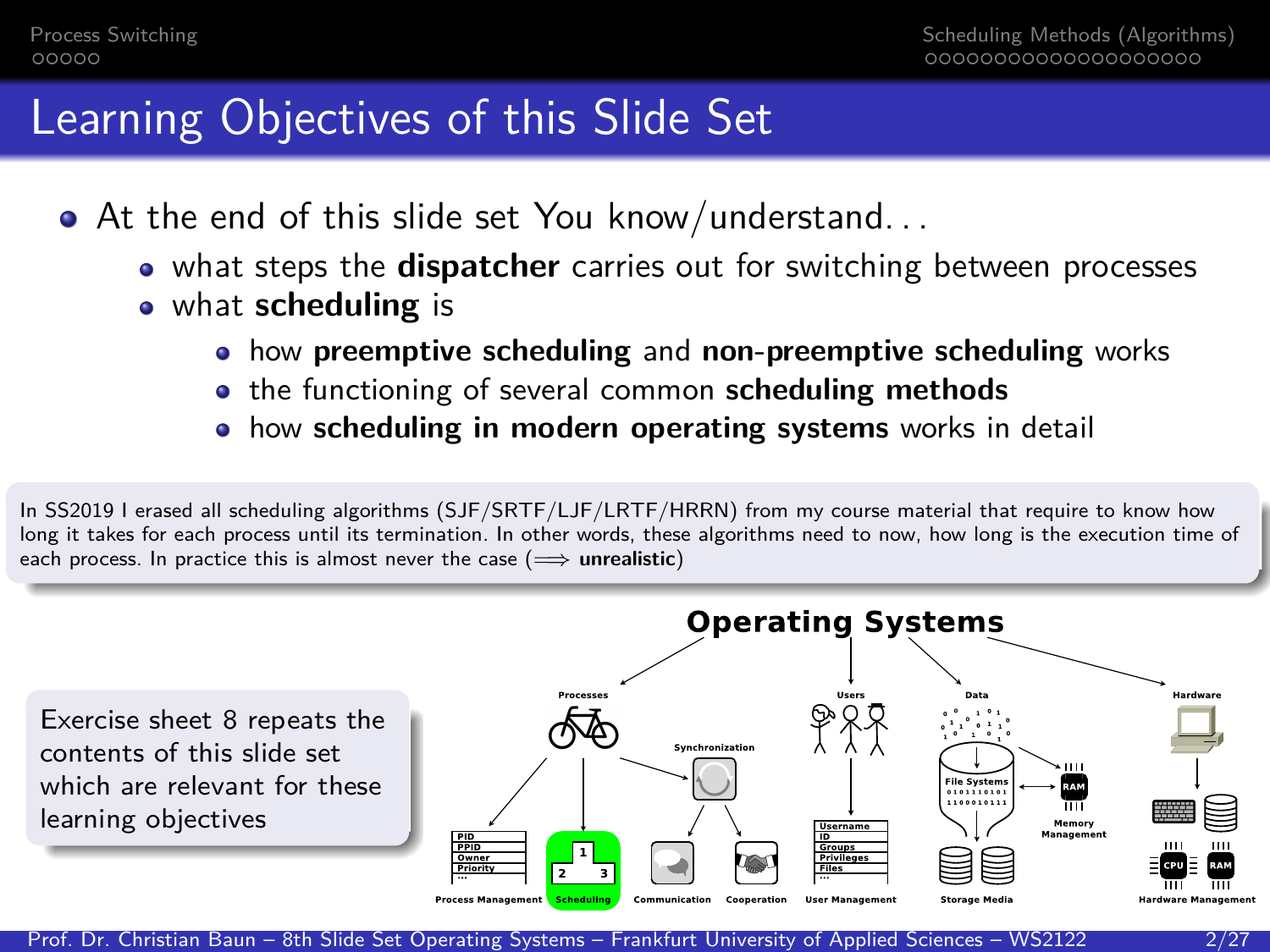# Learning Objectives of this Slide Set

- At the end of this slide set You know/understand...
  - what steps the **dispatcher** carries out for switching between processes
  - what **scheduling** is
    - how **preemptive scheduling** and **non-preemptive scheduling** works
    - the functioning of several common **scheduling methods**
    - how **scheduling in modern operating systems** works in detail

In SS2019 I erased all scheduling algorithms (SJF/SRTF/LJF/LRTF/HRRN) from my course material that require to know how long it takes for each process until its termination. In other words, these algorithms need to now, how long is the execution time of each process. In practice this is almost never the case ($\Longrightarrow$ **unrealistic**)

Exercise sheet 8 repeats the contents of this slide set which are relevant for these learning objectives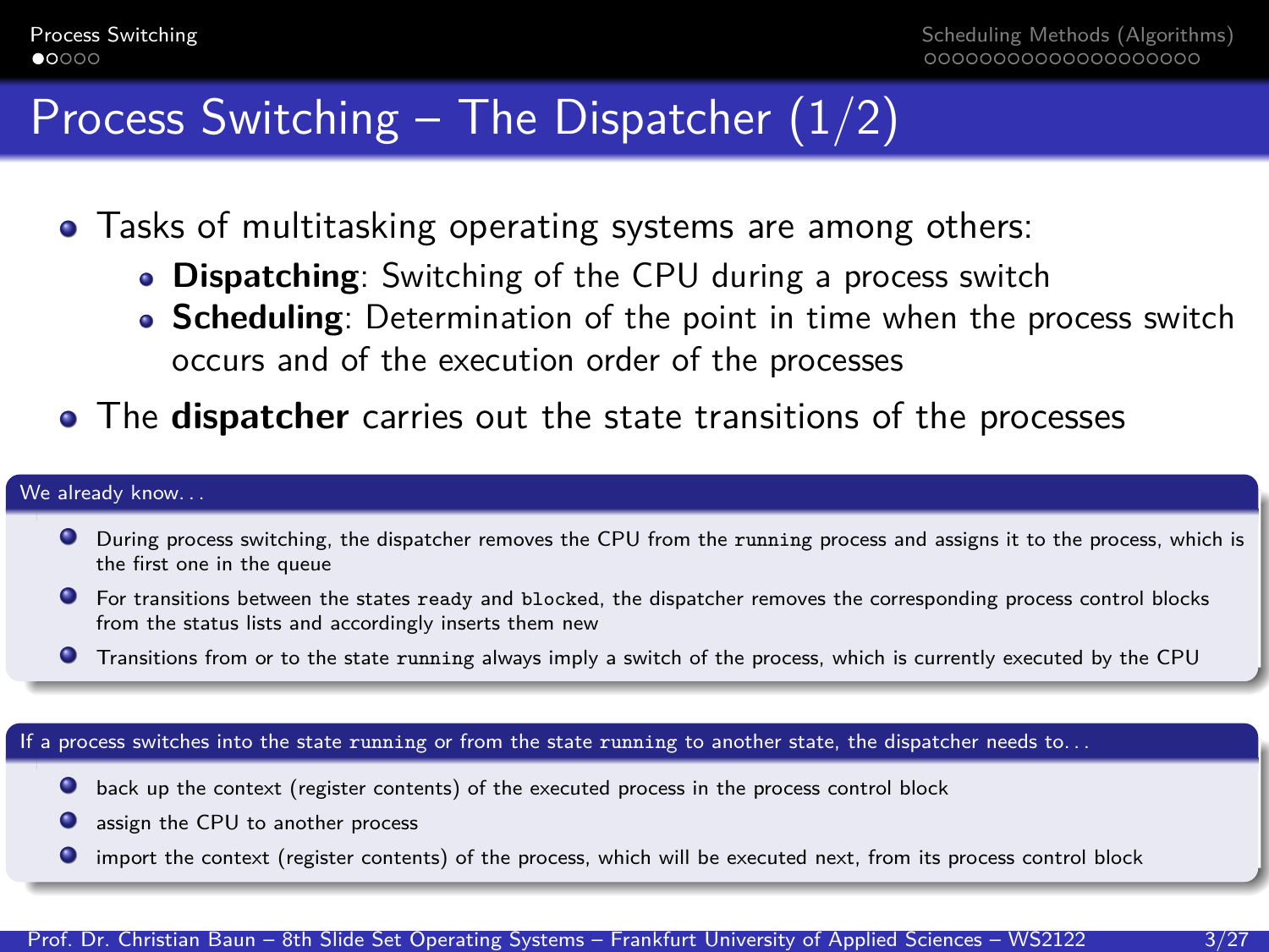# Process Switching – The Dispatcher (1/2)

- Tasks of multitasking operating systems are among others:
  - **Dispatching**: Switching of the CPU during a process switch
  - **Scheduling**: Determination of the point in time when the process switch occurs and of the execution order of the processes
- The **dispatcher** carries out the state transitions of the processes

**We already know. . .**

- During process switching, the dispatcher removes the CPU from the `running` process and assigns it to the process, which is the first one in the queue
- For transitions between the states `ready` and `blocked`, the dispatcher removes the corresponding process control blocks from the status lists and accordingly inserts them new
- Transitions from or to the state `running` always imply a switch of the process, which is currently executed by the CPU

**If a process switches into the state `running` or from the state `running` to another state, the dispatcher needs to. . .**

- back up the context (register contents) of the executed process in the process control block
- assign the CPU to another process
- import the context (register contents) of the process, which will be executed next, from its process control block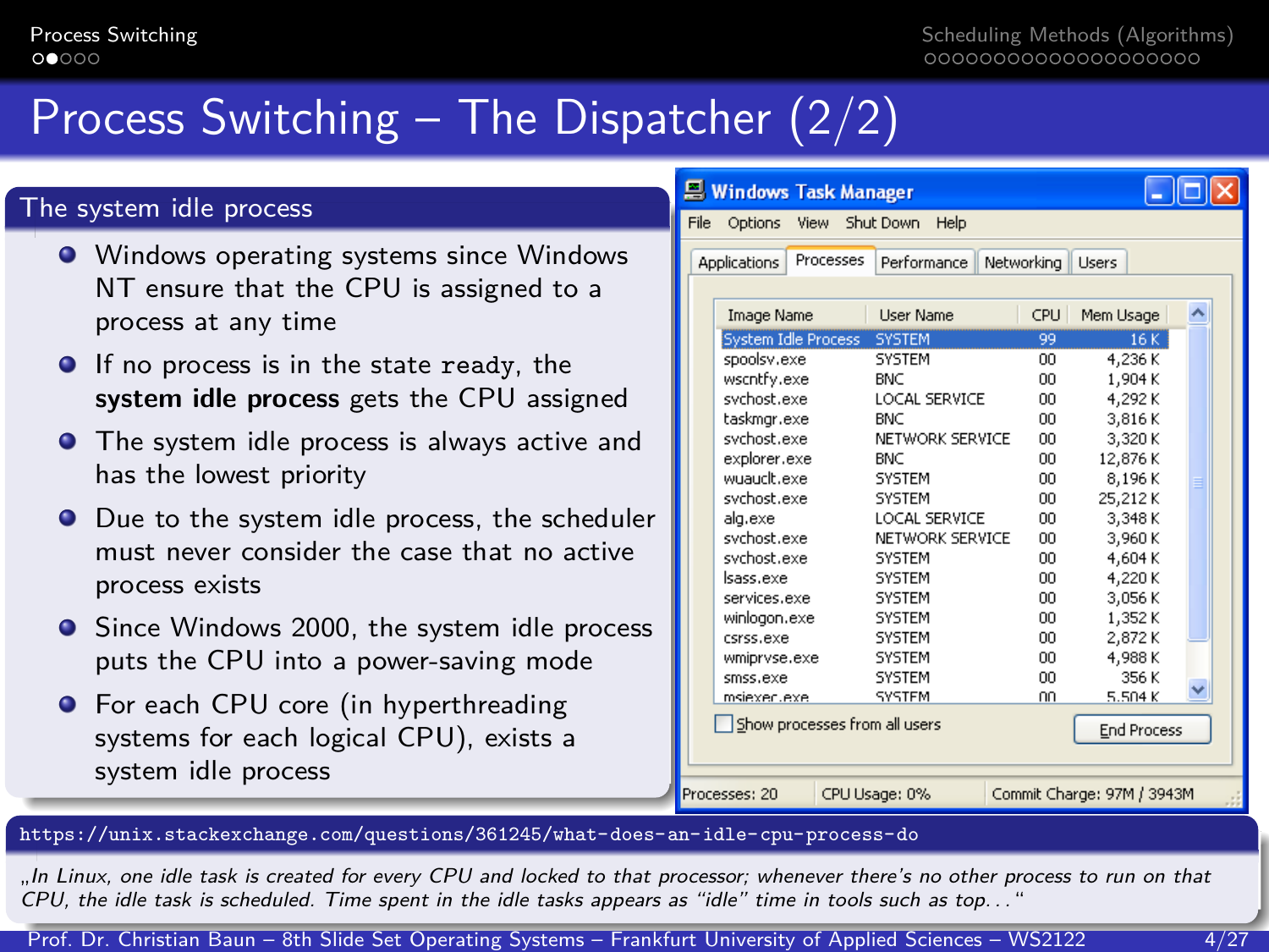# Process Switching – The Dispatcher (2/2)

## The system idle process

- Windows operating systems since Windows NT ensure that the CPU is assigned to a process at any time
- If no process is in the state `ready`, the **system idle process** gets the CPU assigned
- The system idle process is always active and has the lowest priority
- Due to the system idle process, the scheduler must never consider the case that no active process exists
- Since Windows 2000, the system idle process puts the CPU into a power-saving mode
- For each CPU core (in hyperthreading systems for each logical CPU), exists a system idle process

**Windows Task Manager**

| Image Name | User Name | CPU | Mem Usage |
|---|---|---|---|
| System Idle Process | SYSTEM | 99 | 16 K |
| spoolsv.exe | SYSTEM | 00 | 4,236 K |
| wscntfy.exe | BNC | 00 | 1,904 K |
| svchost.exe | LOCAL SERVICE | 00 | 4,292 K |
| taskmgr.exe | BNC | 00 | 3,816 K |
| svchost.exe | NETWORK SERVICE | 00 | 3,320 K |
| explorer.exe | BNC | 00 | 12,876 K |
| wuauclt.exe | SYSTEM | 00 | 8,196 K |
| svchost.exe | SYSTEM | 00 | 25,212 K |
| alg.exe | LOCAL SERVICE | 00 | 3,348 K |
| svchost.exe | NETWORK SERVICE | 00 | 3,960 K |
| svchost.exe | SYSTEM | 00 | 4,604 K |
| lsass.exe | SYSTEM | 00 | 4,220 K |
| services.exe | SYSTEM | 00 | 3,056 K |
| winlogon.exe | SYSTEM | 00 | 1,352 K |
| csrss.exe | SYSTEM | 00 | 2,872 K |
| wmiprvse.exe | SYSTEM | 00 | 4,988 K |
| smss.exe | SYSTEM | 00 | 356 K |
| msiexec.exe | SYSTEM | 00 | 5,504 K |

Processes: 20 | CPU Usage: 0% | Commit Charge: 97M / 3943M

https://unix.stackexchange.com/questions/361245/what-does-an-idle-cpu-process-do

*„In Linux, one idle task is created for every CPU and locked to that processor; whenever there's no other process to run on that CPU, the idle task is scheduled. Time spent in the idle tasks appears as "idle" time in tools such as top...“*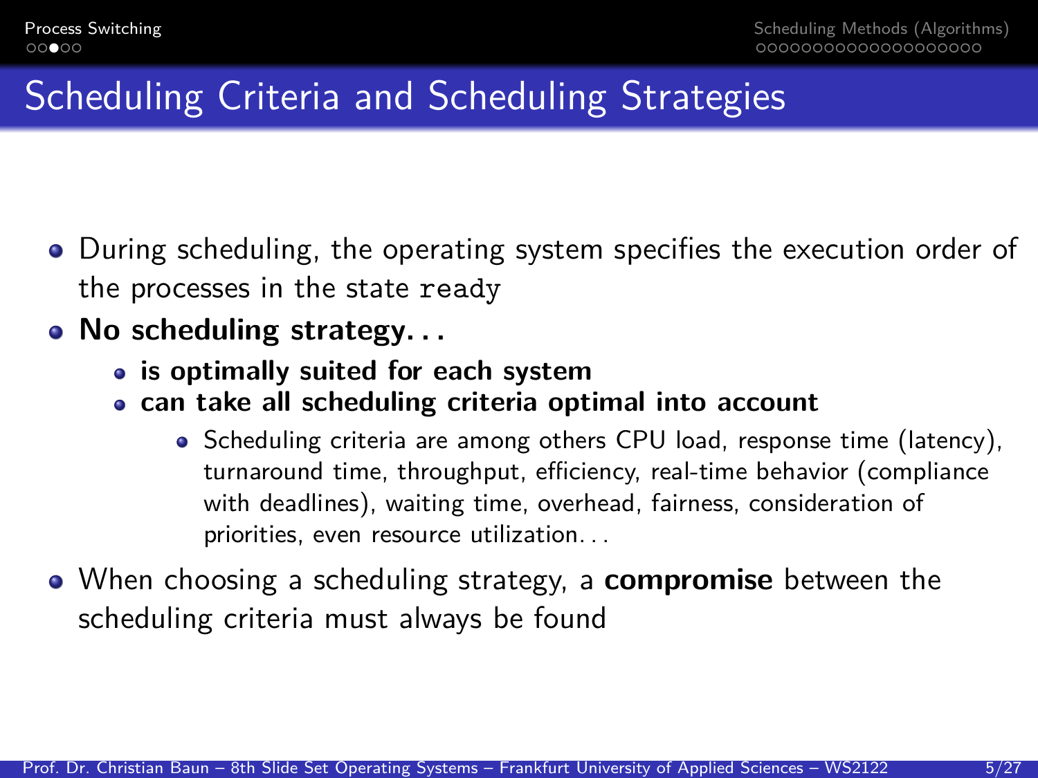# Scheduling Criteria and Scheduling Strategies

- During scheduling, the operating system specifies the execution order of the processes in the state `ready`
- **No scheduling strategy...**
  - **is optimally suited for each system**
  - **can take all scheduling criteria optimal into account**
    - Scheduling criteria are among others CPU load, response time (latency), turnaround time, throughput, efficiency, real-time behavior (compliance with deadlines), waiting time, overhead, fairness, consideration of priorities, even resource utilization...
- When choosing a scheduling strategy, a **compromise** between the scheduling criteria must always be found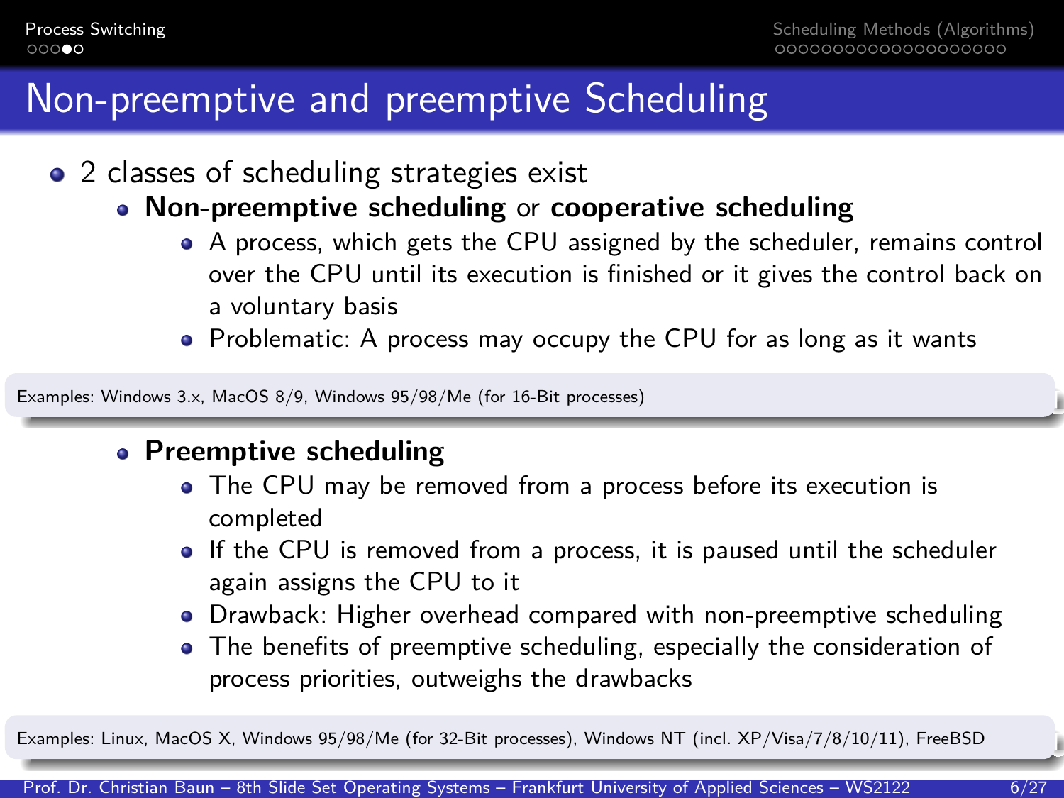# Non-preemptive and preemptive Scheduling

- 2 classes of scheduling strategies exist
  - **Non-preemptive scheduling** or **cooperative scheduling**
    - A process, which gets the CPU assigned by the scheduler, remains control over the CPU until its execution is finished or it gives the control back on a voluntary basis
    - Problematic: A process may occupy the CPU for as long as it wants

Examples: Windows 3.x, MacOS 8/9, Windows 95/98/Me (for 16-Bit processes)

  - **Preemptive scheduling**
    - The CPU may be removed from a process before its execution is completed
    - If the CPU is removed from a process, it is paused until the scheduler again assigns the CPU to it
    - Drawback: Higher overhead compared with non-preemptive scheduling
    - The benefits of preemptive scheduling, especially the consideration of process priorities, outweighs the drawbacks

Examples: Linux, MacOS X, Windows 95/98/Me (for 32-Bit processes), Windows NT (incl. XP/Visa/7/8/10/11), FreeBSD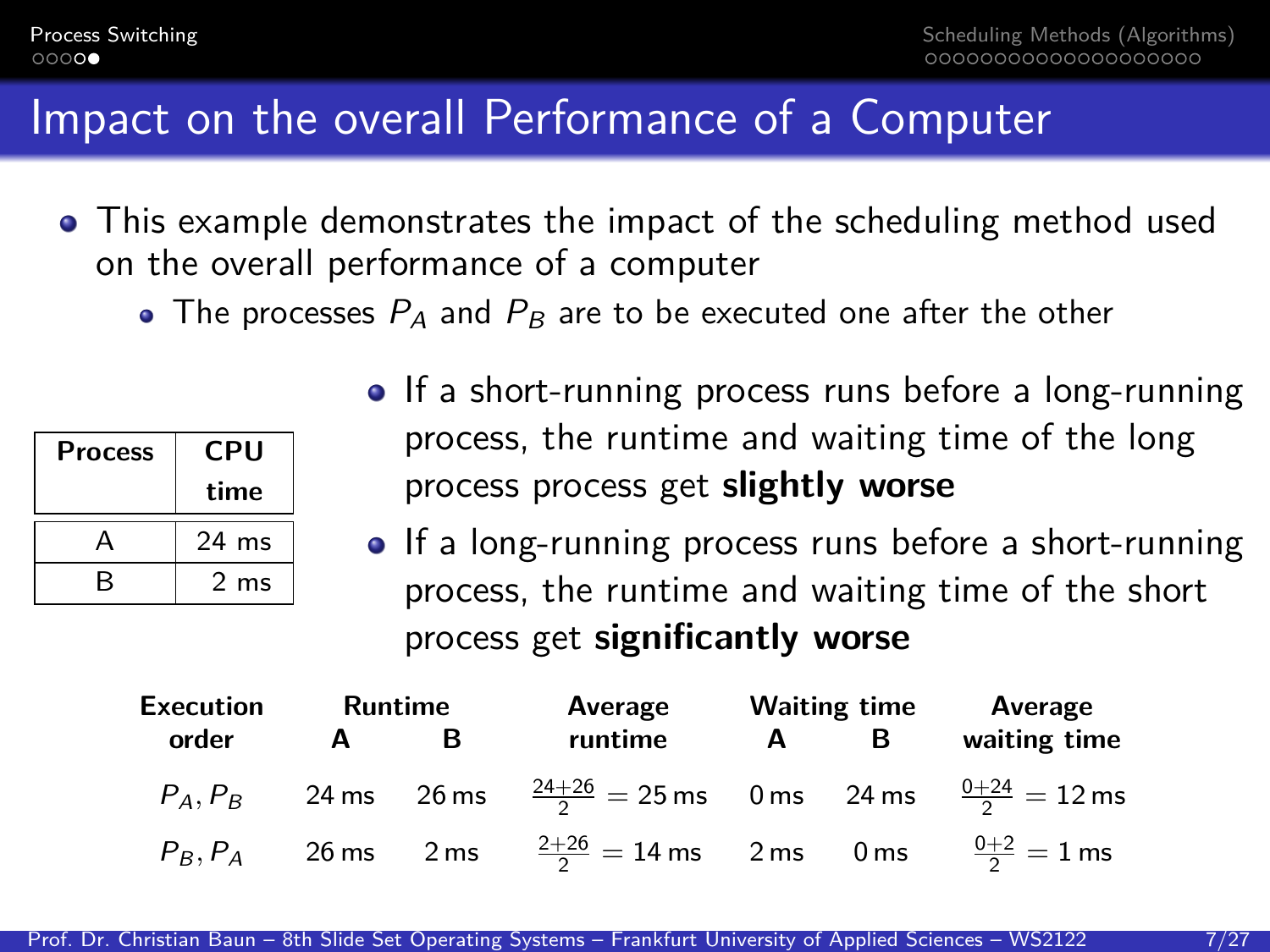# Impact on the overall Performance of a Computer

- This example demonstrates the impact of the scheduling method used on the overall performance of a computer
  - The processes $P_A$ and $P_B$ are to be executed one after the other

| Process | CPU time |
|---|---|
| A | 24 ms |
| B | 2 ms |

- If a short-running process runs before a long-running process, the runtime and waiting time of the long process process get **slightly worse**
- If a long-running process runs before a short-running process, the runtime and waiting time of the short process get **significantly worse**

| Execution order | Runtime A | Runtime B | Average runtime | Waiting time A | Waiting time B | Average waiting time |
|---|---|---|---|---|---|---|
| $P_A, P_B$ | 24 ms | 26 ms | $\frac{24+26}{2} = 25$ ms | 0 ms | 24 ms | $\frac{0+24}{2} = 12$ ms |
| $P_B, P_A$ | 26 ms | 2 ms | $\frac{2+26}{2} = 14$ ms | 2 ms | 0 ms | $\frac{0+2}{2} = 1$ ms |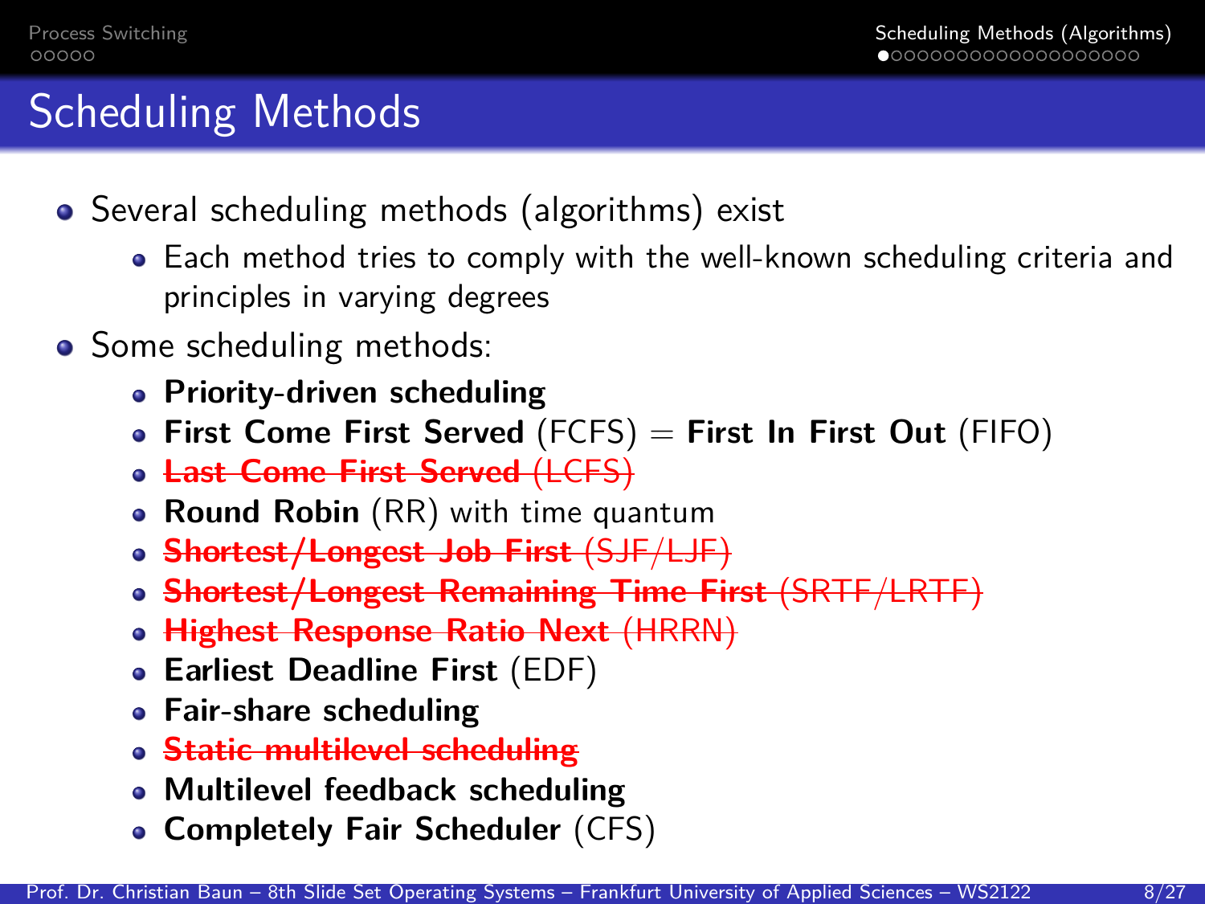# Scheduling Methods

- Several scheduling methods (algorithms) exist
  - Each method tries to comply with the well-known scheduling criteria and principles in varying degrees
- Some scheduling methods:
  - **Priority-driven scheduling**
  - **First Come First Served** (FCFS) = **First In First Out** (FIFO)
  - ~~**Last Come First Served** (LCFS)~~
  - **Round Robin** (RR) with time quantum
  - ~~**Shortest/Longest Job First** (SJF/LJF)~~
  - ~~**Shortest/Longest Remaining Time First** (SRTF/LRTF)~~
  - ~~**Highest Response Ratio Next** (HRRN)~~
  - **Earliest Deadline First** (EDF)
  - **Fair-share scheduling**
  - ~~**Static multilevel scheduling**~~
  - **Multilevel feedback scheduling**
  - **Completely Fair Scheduler** (CFS)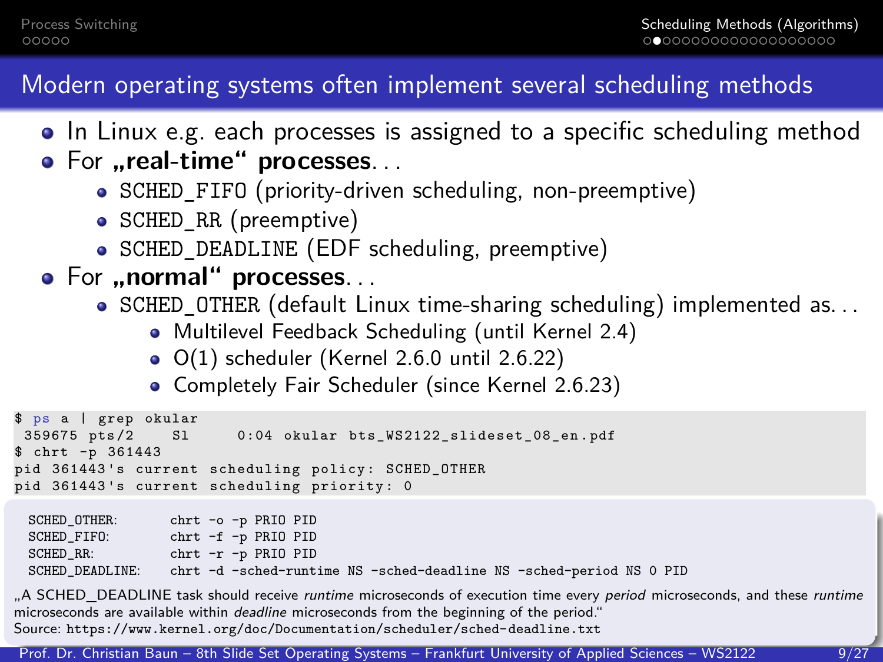# Modern operating systems often implement several scheduling methods

- In Linux e.g. each processes is assigned to a specific scheduling method
- For **„real-time“ processes**. . .
  - SCHED_FIFO (priority-driven scheduling, non-preemptive)
  - SCHED_RR (preemptive)
  - SCHED_DEADLINE (EDF scheduling, preemptive)
- For **„normal“ processes**. . .
  - SCHED_OTHER (default Linux time-sharing scheduling) implemented as. . .
    - Multilevel Feedback Scheduling (until Kernel 2.4)
    - O(1) scheduler (Kernel 2.6.0 until 2.6.22)
    - Completely Fair Scheduler (since Kernel 2.6.23)

```
$ ps a | grep okular
 359675 pts/2    Sl     0:04 okular bts_WS2122_slideset_08_en.pdf
$ chrt -p 361443
pid 361443's current scheduling policy: SCHED_OTHER
pid 361443's current scheduling priority: 0
```

```
SCHED_OTHER:      chrt -o -p PRIO PID
SCHED_FIFO:       chrt -f -p PRIO PID
SCHED_RR:         chrt -r -p PRIO PID
SCHED_DEADLINE:   chrt -d -sched-runtime NS -sched-deadline NS -sched-period NS 0 PID
```

„A SCHED_DEADLINE task should receive *runtime* microseconds of execution time every *period* microseconds, and these *runtime* microseconds are available within *deadline* microseconds from the beginning of the period.“
Source: https://www.kernel.org/doc/Documentation/scheduler/sched-deadline.txt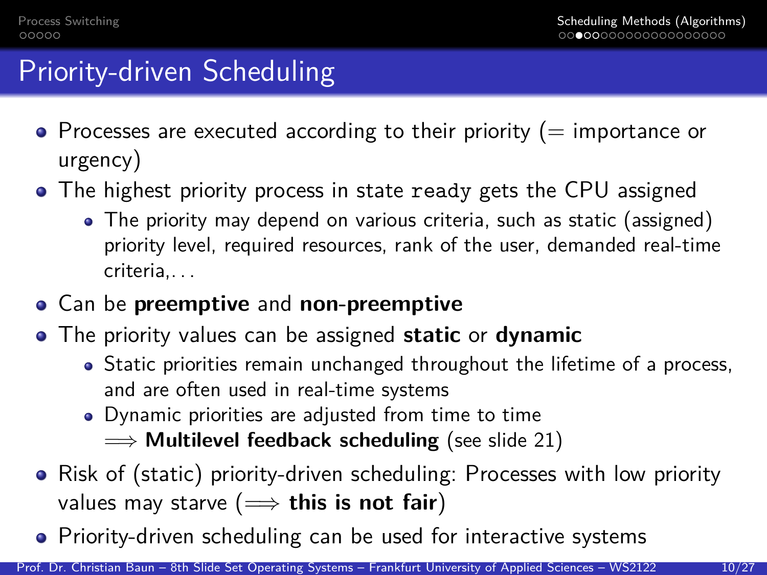# Priority-driven Scheduling

- Processes are executed according to their priority (= importance or urgency)
- The highest priority process in state `ready` gets the CPU assigned
  - The priority may depend on various criteria, such as static (assigned) priority level, required resources, rank of the user, demanded real-time criteria,...
- Can be **preemptive** and **non-preemptive**
- The priority values can be assigned **static** or **dynamic**
  - Static priorities remain unchanged throughout the lifetime of a process, and are often used in real-time systems
  - Dynamic priorities are adjusted from time to time
    $\Longrightarrow$ **Multilevel feedback scheduling** (see slide 21)
- Risk of (static) priority-driven scheduling: Processes with low priority values may starve ($\Longrightarrow$ **this is not fair**)
- Priority-driven scheduling can be used for interactive systems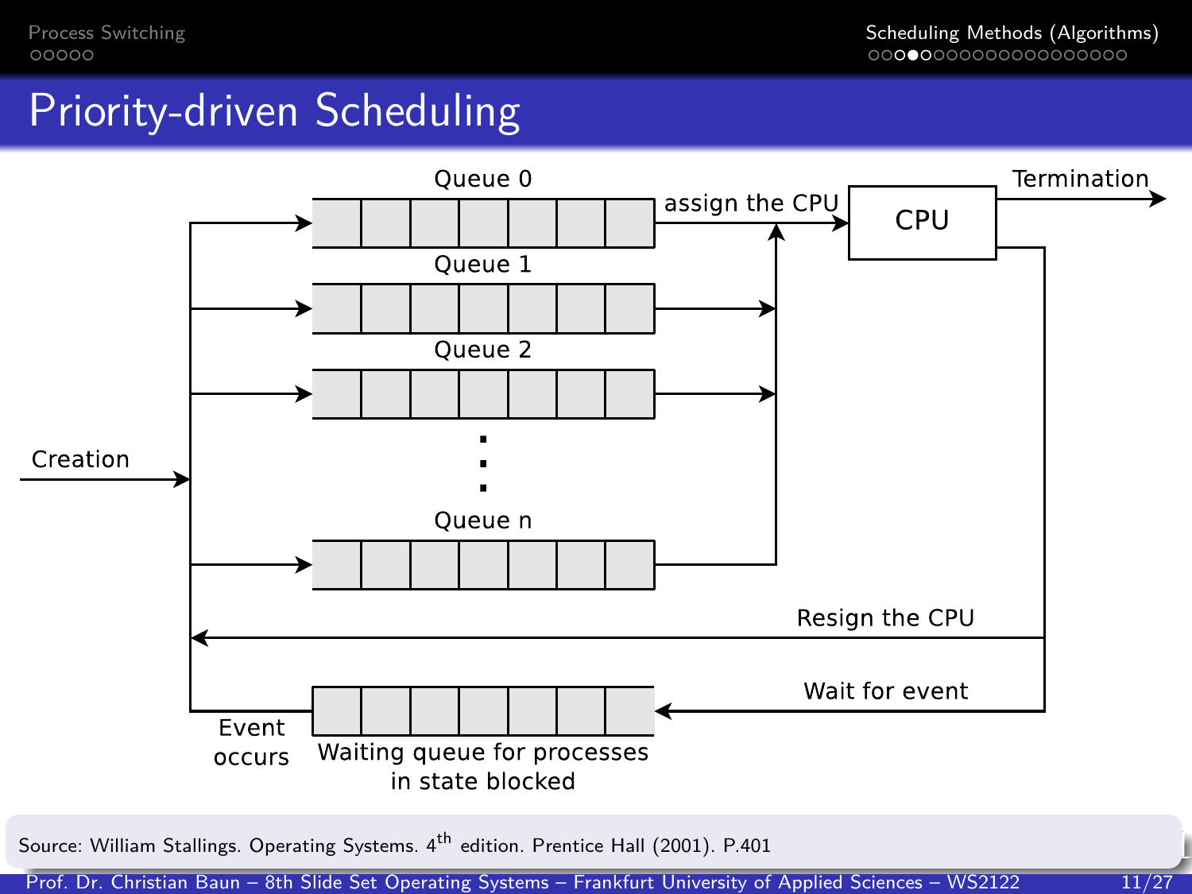# Priority-driven Scheduling

Queue 0

assign the CPU

CPU

Termination

Queue 1

Queue 2

Creation

Queue n

Resign the CPU

Wait for event

Event occurs

Waiting queue for processes in state blocked

Source: William Stallings. Operating Systems. 4th edition. Prentice Hall (2001). P.401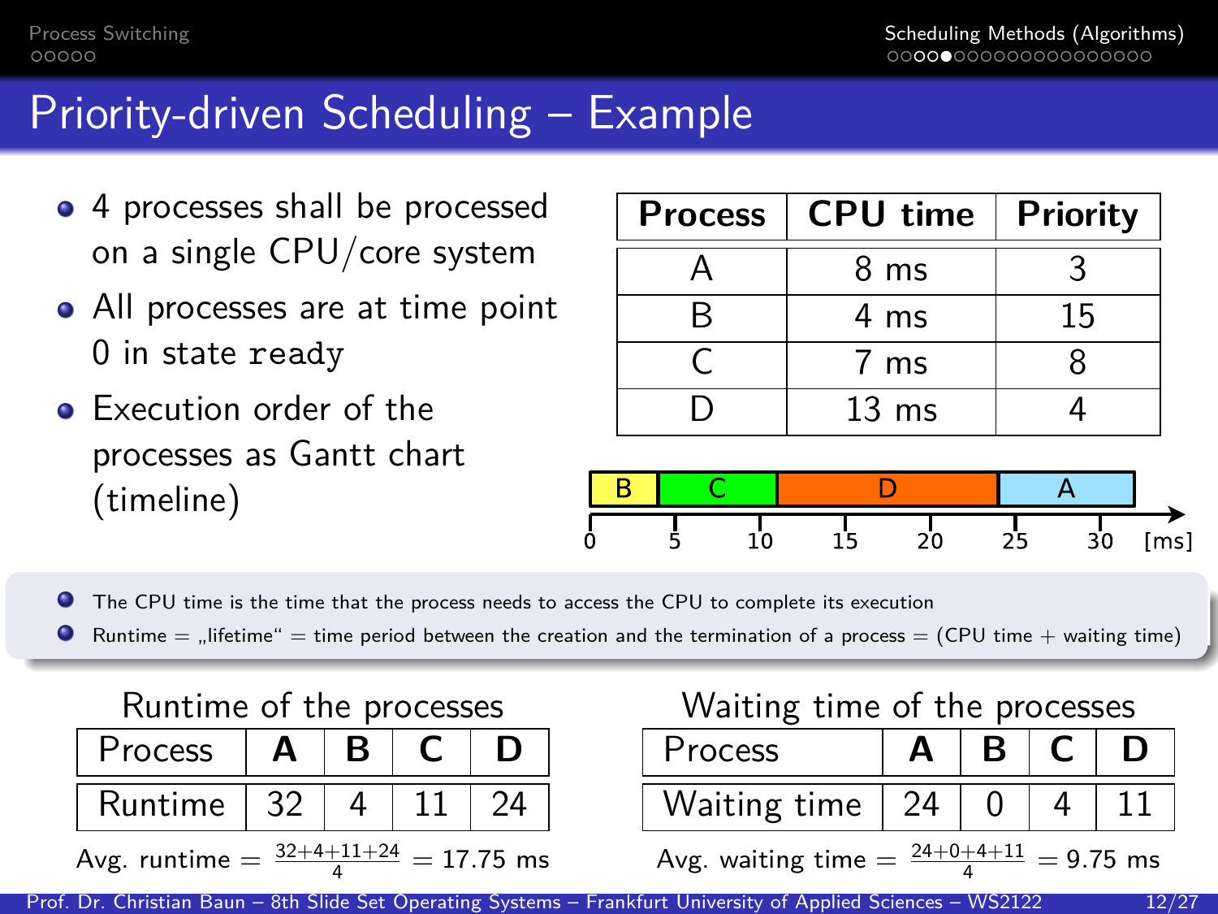# Priority-driven Scheduling – Example

- 4 processes shall be processed on a single CPU/core system
- All processes are at time point 0 in state `ready`
- Execution order of the processes as Gantt chart (timeline)

| Process | CPU time | Priority |
|---|---|---|
| A | 8 ms | 3 |
| B | 4 ms | 15 |
| C | 7 ms | 8 |
| D | 13 ms | 4 |

Gantt chart: B (0–4), C (4–11), D (11–24), A (24–32) [ms]

- The CPU time is the time that the process needs to access the CPU to complete its execution
- Runtime = „lifetime" = time period between the creation and the termination of a process = (CPU time + waiting time)

Runtime of the processes

| Process | A | B | C | D |
|---|---|---|---|---|
| Runtime | 32 | 4 | 11 | 24 |

Avg. runtime = $\frac{32+4+11+24}{4}$ = 17.75 ms

Waiting time of the processes

| Process | A | B | C | D |
|---|---|---|---|---|
| Waiting time | 24 | 0 | 4 | 11 |

Avg. waiting time = $\frac{24+0+4+11}{4}$ = 9.75 ms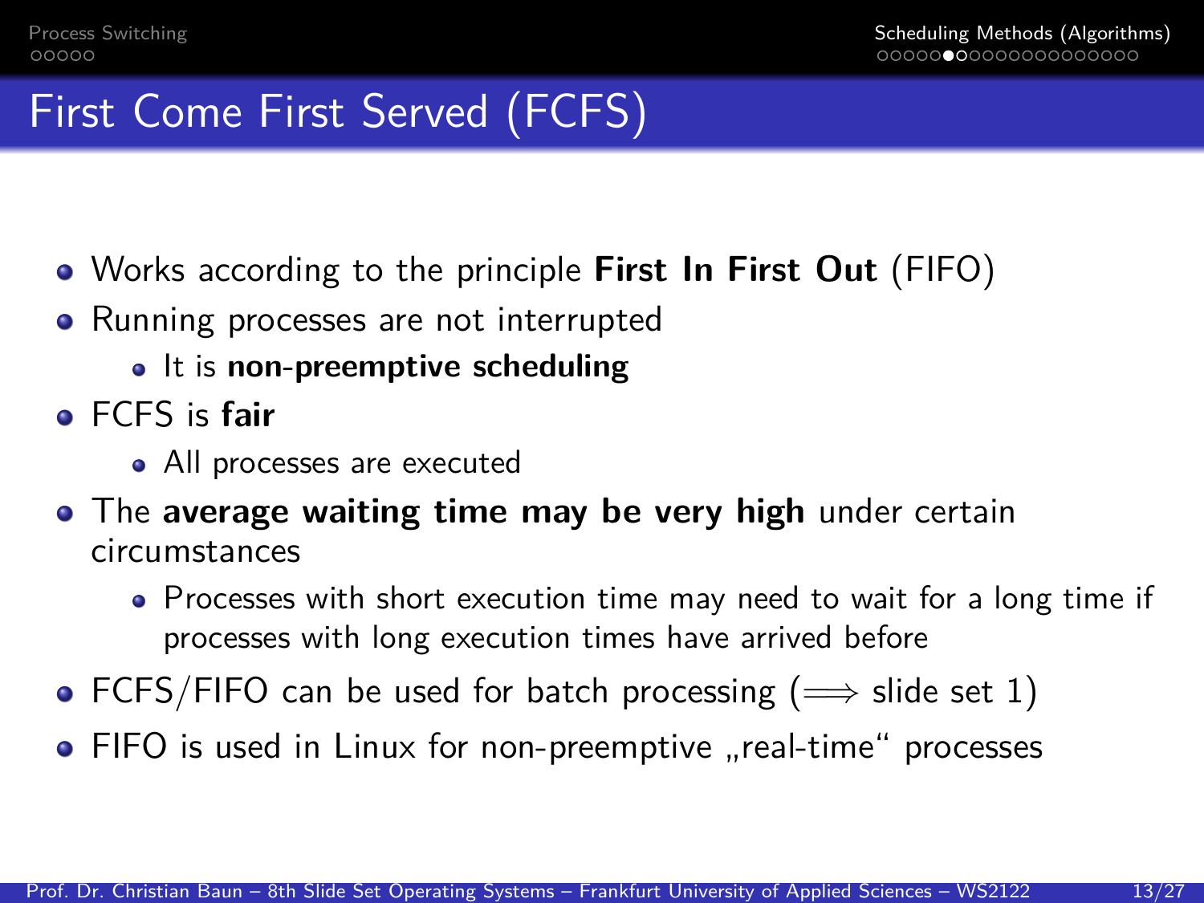# First Come First Served (FCFS)

- Works according to the principle **First In First Out** (FIFO)
- Running processes are not interrupted
  - It is **non-preemptive scheduling**
- FCFS is **fair**
  - All processes are executed
- The **average waiting time may be very high** under certain circumstances
  - Processes with short execution time may need to wait for a long time if processes with long execution times have arrived before
- FCFS/FIFO can be used for batch processing ($\Longrightarrow$ slide set 1)
- FIFO is used in Linux for non-preemptive „real-time“ processes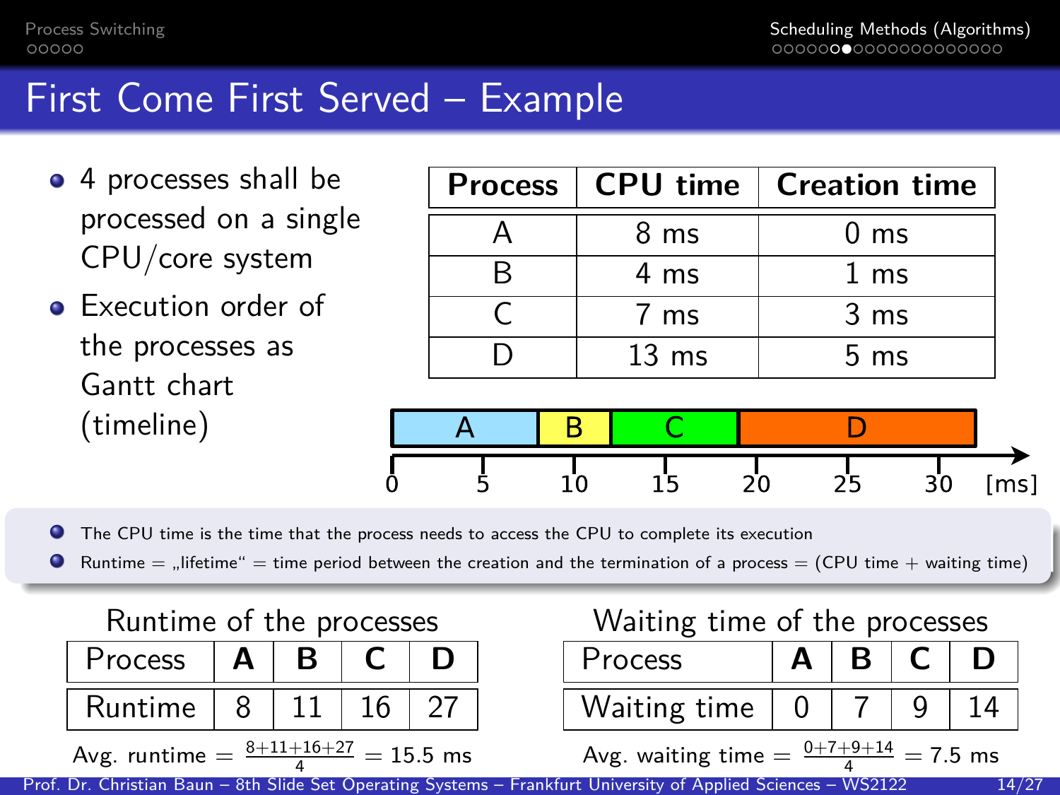# First Come First Served – Example

- 4 processes shall be processed on a single CPU/core system
- Execution order of the processes as Gantt chart (timeline)

| Process | CPU time | Creation time |
|---|---|---|
| A | 8 ms | 0 ms |
| B | 4 ms | 1 ms |
| C | 7 ms | 3 ms |
| D | 13 ms | 5 ms |

| A | B | C | D |
|---|---|---|---|

0  5  10  15  20  25  30  [ms]

- The CPU time is the time that the process needs to access the CPU to complete its execution
- Runtime = „lifetime" = time period between the creation and the termination of a process = (CPU time + waiting time)

Runtime of the processes

| Process | **A** | **B** | **C** | **D** |
|---|---|---|---|---|
| Runtime | 8 | 11 | 16 | 27 |

Avg. runtime $= \frac{8+11+16+27}{4} = 15.5$ ms

Waiting time of the processes

| Process | **A** | **B** | **C** | **D** |
|---|---|---|---|---|
| Waiting time | 0 | 7 | 9 | 14 |

Avg. waiting time $= \frac{0+7+9+14}{4} = 7.5$ ms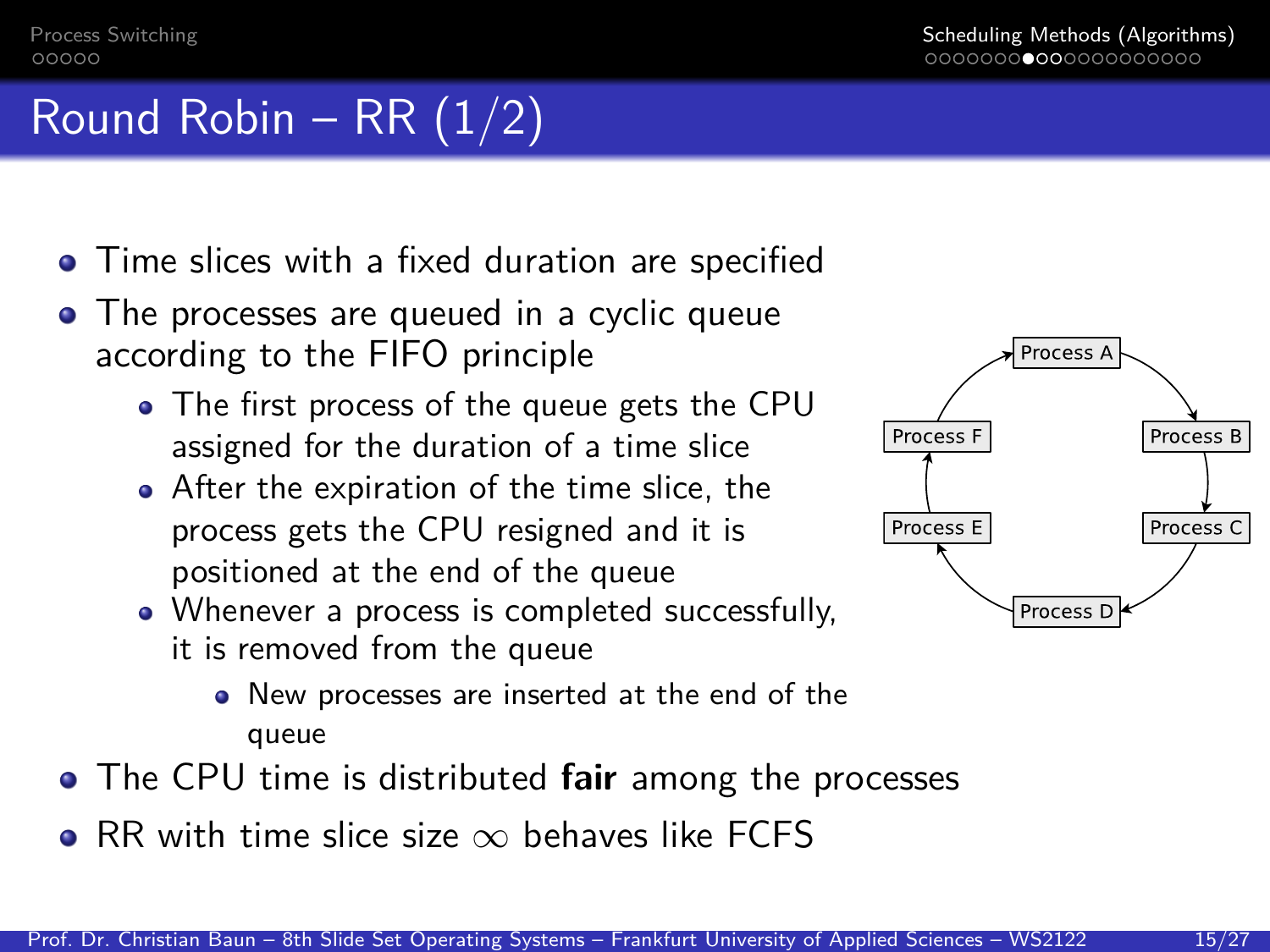# Round Robin – RR (1/2)

- Time slices with a fixed duration are specified
- The processes are queued in a cyclic queue according to the FIFO principle
  - The first process of the queue gets the CPU assigned for the duration of a time slice
  - After the expiration of the time slice, the process gets the CPU resigned and it is positioned at the end of the queue
  - Whenever a process is completed successfully, it is removed from the queue
    - New processes are inserted at the end of the queue
- The CPU time is distributed **fair** among the processes
- RR with time slice size $\infty$ behaves like FCFS

Process A → Process B → Process C → Process D → Process E → Process F → Process A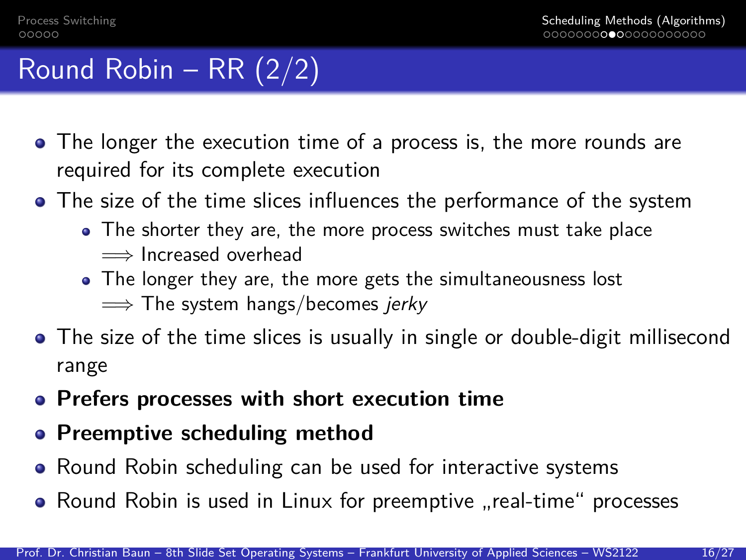# Round Robin – RR (2/2)

- The longer the execution time of a process is, the more rounds are required for its complete execution
- The size of the time slices influences the performance of the system
  - The shorter they are, the more process switches must take place
    $\Longrightarrow$ Increased overhead
  - The longer they are, the more gets the simultaneousness lost
    $\Longrightarrow$ The system hangs/becomes *jerky*
- The size of the time slices is usually in single or double-digit millisecond range
- **Prefers processes with short execution time**
- **Preemptive scheduling method**
- Round Robin scheduling can be used for interactive systems
- Round Robin is used in Linux for preemptive „real-time" processes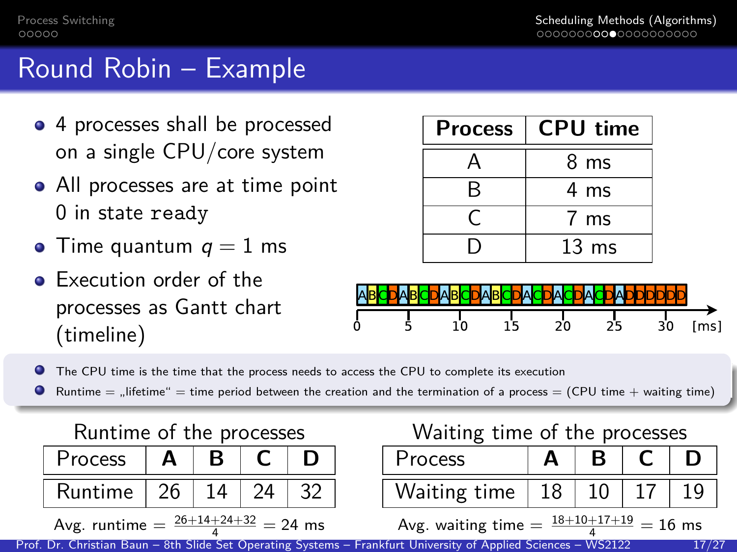# Round Robin – Example

- 4 processes shall be processed on a single CPU/core system
- All processes are at time point 0 in state `ready`
- Time quantum $q = 1$ ms
- Execution order of the processes as Gantt chart (timeline)

| Process | CPU time |
|---|---|
| A | 8 ms |
| B | 4 ms |
| C | 7 ms |
| D | 13 ms |

ABCDABCDABCDABCDACDACDACDADDDDDD

0 5 10 15 20 25 30 [ms]

- The CPU time is the time that the process needs to access the CPU to complete its execution
- Runtime = „lifetime" = time period between the creation and the termination of a process = (CPU time + waiting time)

Runtime of the processes

| Process | A | B | C | D |
|---|---|---|---|---|
| Runtime | 26 | 14 | 24 | 32 |

Avg. runtime $= \frac{26+14+24+32}{4} = 24$ ms

Waiting time of the processes

| Process | A | B | C | D |
|---|---|---|---|---|
| Waiting time | 18 | 10 | 17 | 19 |

Avg. waiting time $= \frac{18+10+17+19}{4} = 16$ ms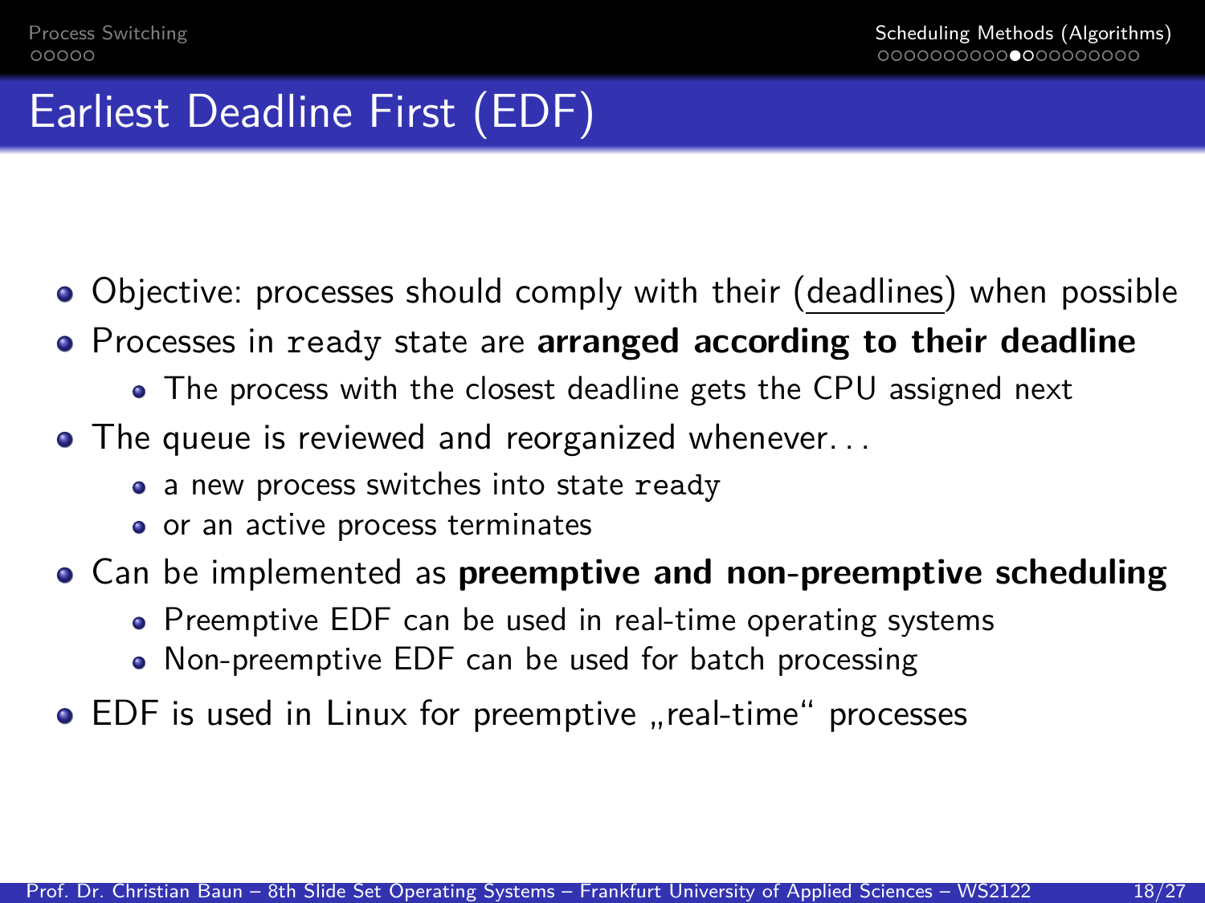# Earliest Deadline First (EDF)

- Objective: processes should comply with their (deadlines) when possible
- Processes in `ready` state are **arranged according to their deadline**
  - The process with the closest deadline gets the CPU assigned next
- The queue is reviewed and reorganized whenever. . .
  - a new process switches into state `ready`
  - or an active process terminates
- Can be implemented as **preemptive and non-preemptive scheduling**
  - Preemptive EDF can be used in real-time operating systems
  - Non-preemptive EDF can be used for batch processing
- EDF is used in Linux for preemptive „real-time“ processes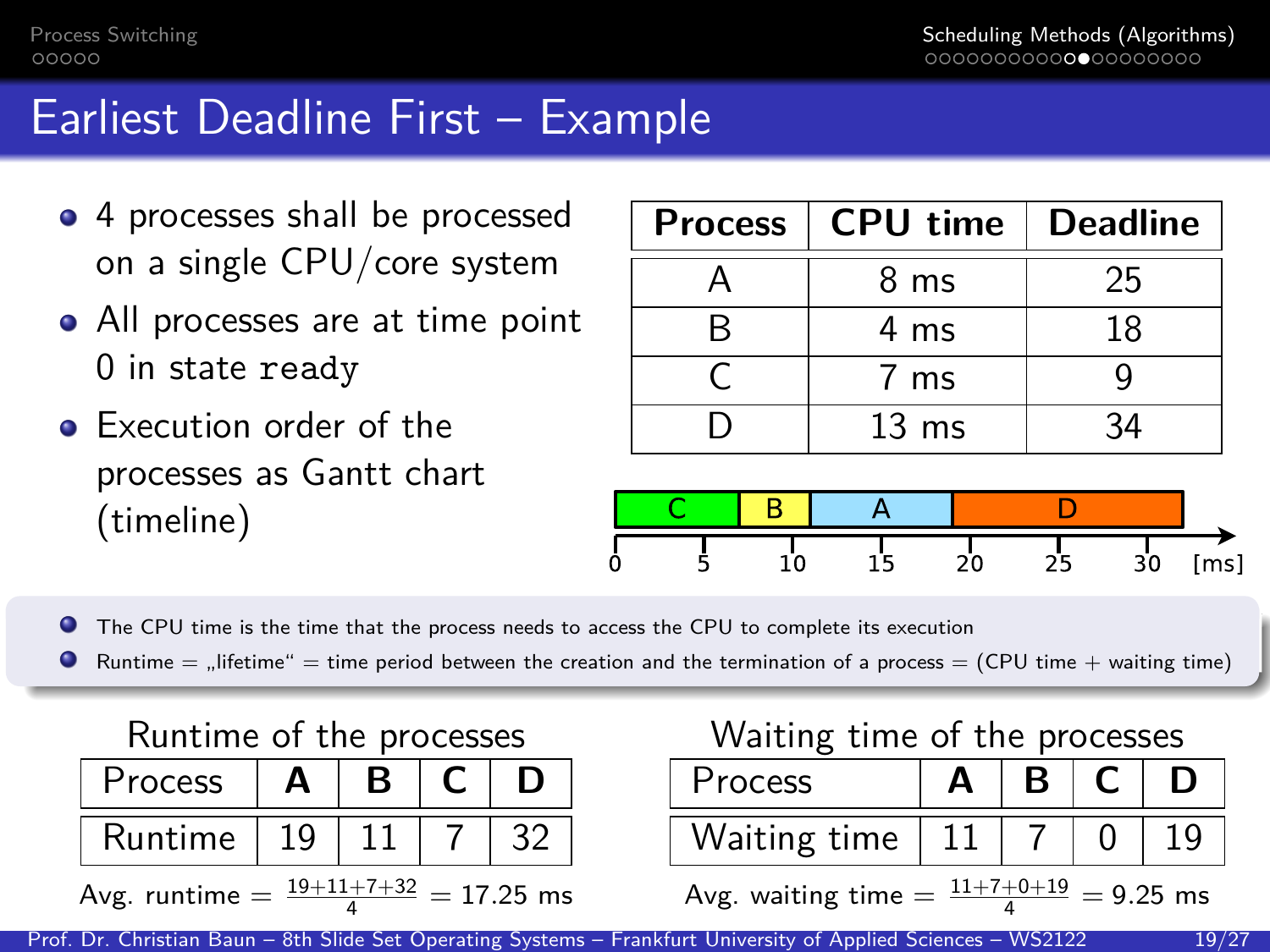# Earliest Deadline First – Example

- 4 processes shall be processed on a single CPU/core system
- All processes are at time point 0 in state `ready`
- Execution order of the processes as Gantt chart (timeline)

| Process | CPU time | Deadline |
|---|---|---|
| A | 8 ms | 25 |
| B | 4 ms | 18 |
| C | 7 ms | 9 |
| D | 13 ms | 34 |

| C | B | A | D |
|---|---|---|---|
| 0–7 | 7–11 | 11–19 | 19–32 [ms] |

- The CPU time is the time that the process needs to access the CPU to complete its execution
- Runtime = „lifetime" = time period between the creation and the termination of a process = (CPU time + waiting time)

**Runtime of the processes**

| Process | A | B | C | D |
|---|---|---|---|---|
| Runtime | 19 | 11 | 7 | 32 |

Avg. runtime = $\frac{19+11+7+32}{4}$ = 17.25 ms

**Waiting time of the processes**

| Process | A | B | C | D |
|---|---|---|---|---|
| Waiting time | 11 | 7 | 0 | 19 |

Avg. waiting time = $\frac{11+7+0+19}{4}$ = 9.25 ms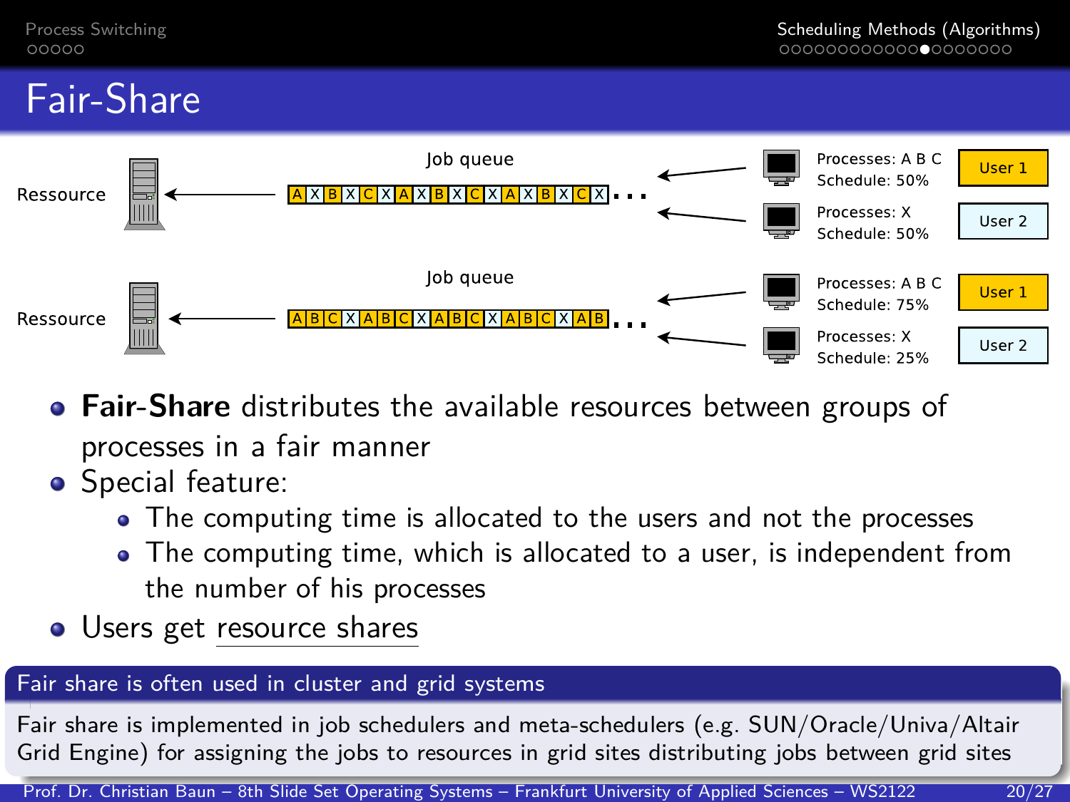# Fair-Share

Job queue

Ressource ← A X B X C X A X B X C X A X B X C X . . .

Processes: A B C — Schedule: 50% — User 1

Processes: X — Schedule: 50% — User 2

Job queue

Ressource ← A B C X A B C X A B C X A B C X A B . . .

Processes: A B C — Schedule: 75% — User 1

Processes: X — Schedule: 25% — User 2

- **Fair-Share** distributes the available resources between groups of processes in a fair manner
- Special feature:
  - The computing time is allocated to the users and not the processes
  - The computing time, which is allocated to a user, is independent from the number of his processes
- Users get resource shares

**Fair share is often used in cluster and grid systems**

Fair share is implemented in job schedulers and meta-schedulers (e.g. SUN/Oracle/Univa/Altair Grid Engine) for assigning the jobs to resources in grid sites distributing jobs between grid sites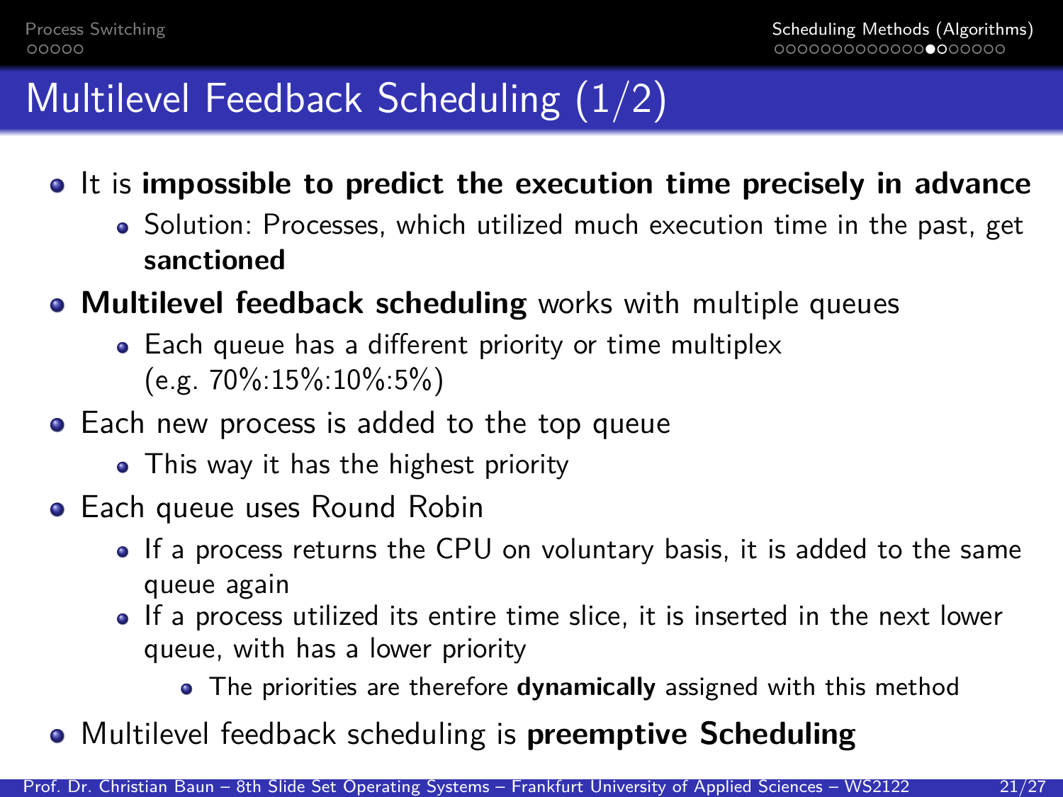# Multilevel Feedback Scheduling (1/2)

- It is **impossible to predict the execution time precisely in advance**
  - Solution: Processes, which utilized much execution time in the past, get **sanctioned**
- **Multilevel feedback scheduling** works with multiple queues
  - Each queue has a different priority or time multiplex (e.g. 70%:15%:10%:5%)
- Each new process is added to the top queue
  - This way it has the highest priority
- Each queue uses Round Robin
  - If a process returns the CPU on voluntary basis, it is added to the same queue again
  - If a process utilized its entire time slice, it is inserted in the next lower queue, with has a lower priority
    - The priorities are therefore **dynamically** assigned with this method
- Multilevel feedback scheduling is **preemptive Scheduling**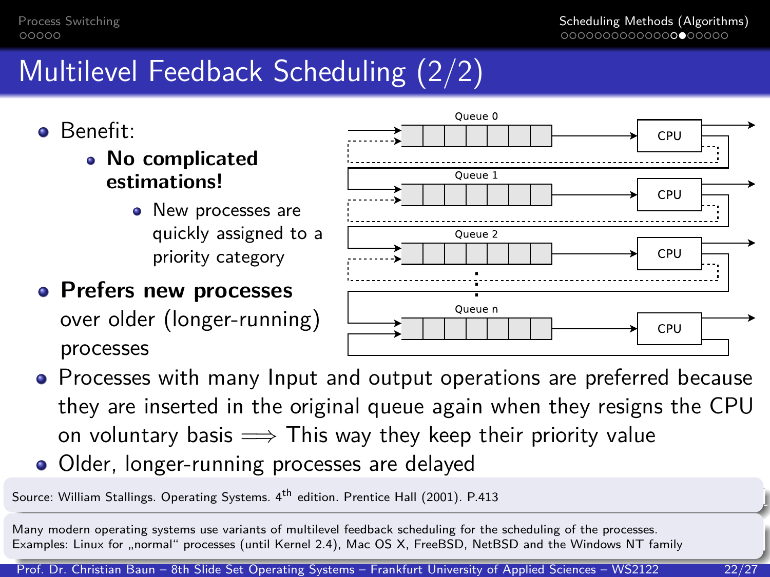# Multilevel Feedback Scheduling (2/2)

- Benefit:
  - **No complicated estimations!**
    - New processes are quickly assigned to a priority category
- **Prefers new processes** over older (longer-running) processes
- Processes with many Input and output operations are preferred because they are inserted in the original queue again when they resigns the CPU on voluntary basis $\Longrightarrow$ This way they keep their priority value
- Older, longer-running processes are delayed

Source: William Stallings. Operating Systems. 4th edition. Prentice Hall (2001). P.413

Many modern operating systems use variants of multilevel feedback scheduling for the scheduling of the processes.
Examples: Linux for „normal" processes (until Kernel 2.4), Mac OS X, FreeBSD, NetBSD and the Windows NT family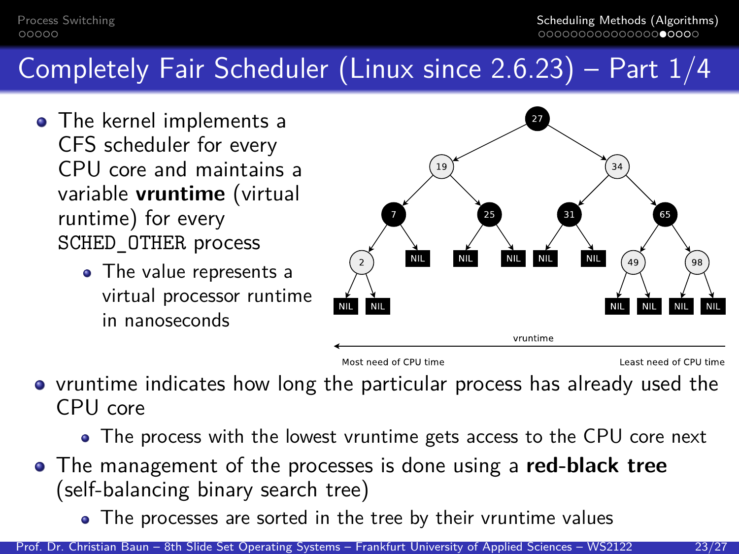# Completely Fair Scheduler (Linux since 2.6.23) – Part 1/4

- The kernel implements a CFS scheduler for every CPU core and maintains a variable **vruntime** (virtual runtime) for every `SCHED_OTHER` process
  - The value represents a virtual processor runtime in nanoseconds

- vruntime indicates how long the particular process has already used the CPU core
  - The process with the lowest vruntime gets access to the CPU core next
- The management of the processes is done using a **red-black tree** (self-balancing binary search tree)
  - The processes are sorted in the tree by their vruntime values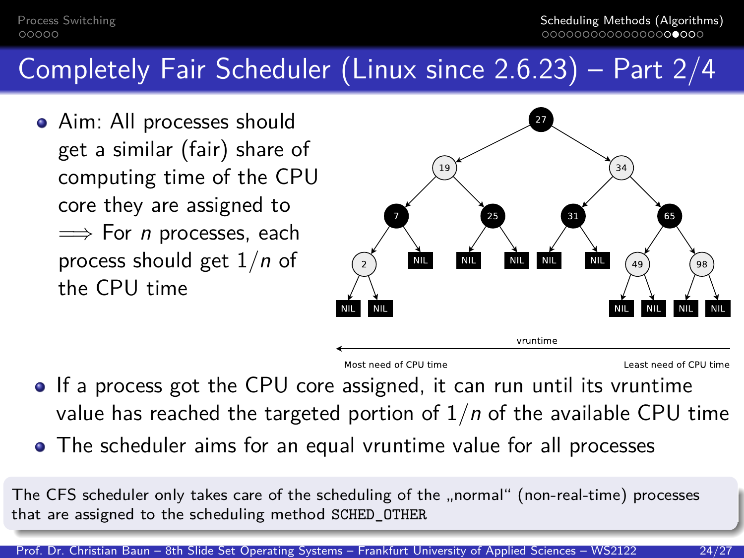# Completely Fair Scheduler (Linux since 2.6.23) – Part 2/4

- Aim: All processes should get a similar (fair) share of computing time of the CPU core they are assigned to
  $\Longrightarrow$ For $n$ processes, each process should get $1/n$ of the CPU time

vruntime

Most need of CPU time — Least need of CPU time

- If a process got the CPU core assigned, it can run until its vruntime value has reached the targeted portion of $1/n$ of the available CPU time
- The scheduler aims for an equal vruntime value for all processes

The CFS scheduler only takes care of the scheduling of the „normal" (non-real-time) processes that are assigned to the scheduling method `SCHED_OTHER`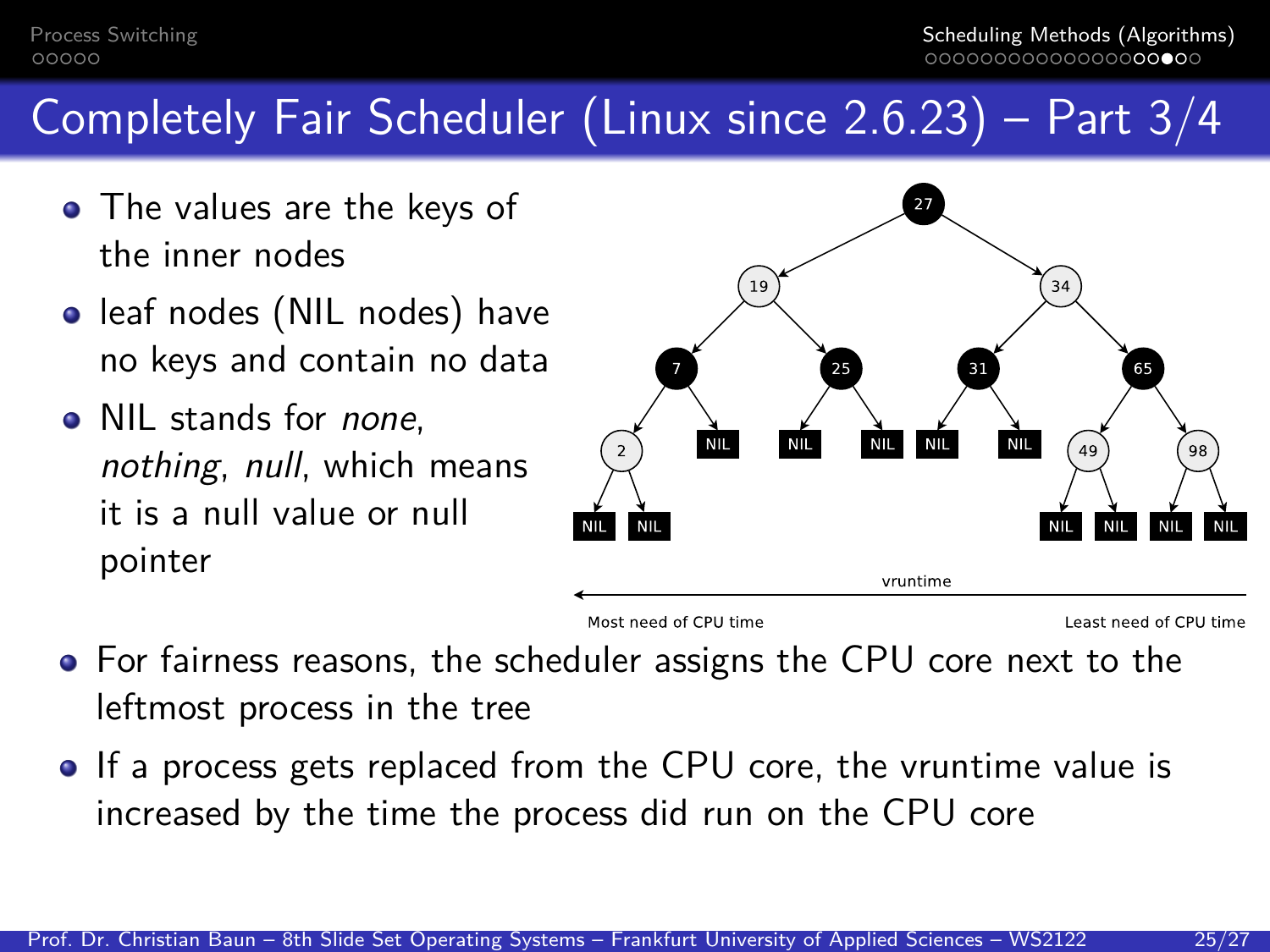# Completely Fair Scheduler (Linux since 2.6.23) – Part 3/4

- The values are the keys of the inner nodes
- leaf nodes (NIL nodes) have no keys and contain no data
- NIL stands for *none*, *nothing*, *null*, which means it is a null value or null pointer

- For fairness reasons, the scheduler assigns the CPU core next to the leftmost process in the tree
- If a process gets replaced from the CPU core, the vruntime value is increased by the time the process did run on the CPU core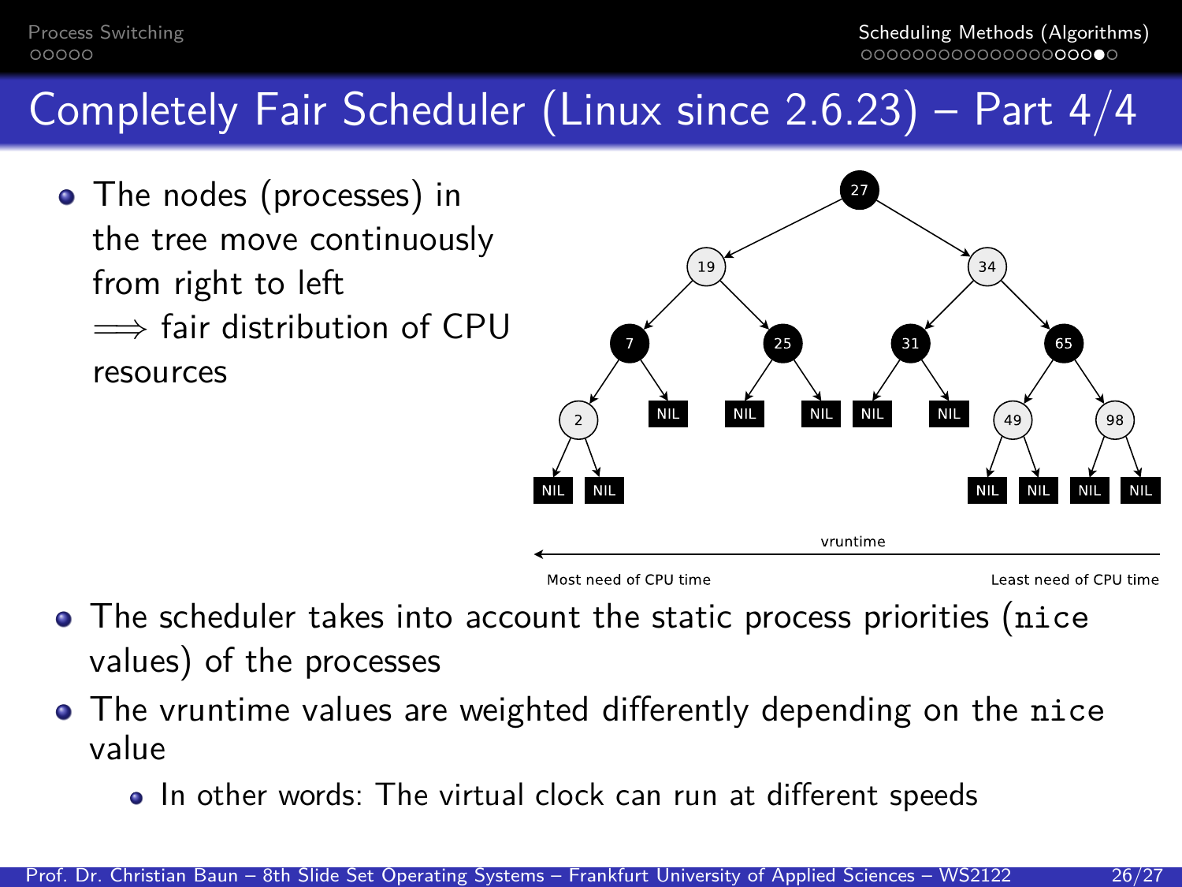# Completely Fair Scheduler (Linux since 2.6.23) – Part 4/4

- The nodes (processes) in the tree move continuously from right to left $\Longrightarrow$ fair distribution of CPU resources

vruntime

Most need of CPU time — Least need of CPU time

- The scheduler takes into account the static process priorities (`nice` values) of the processes
- The vruntime values are weighted differently depending on the `nice` value
  - In other words: The virtual clock can run at different speeds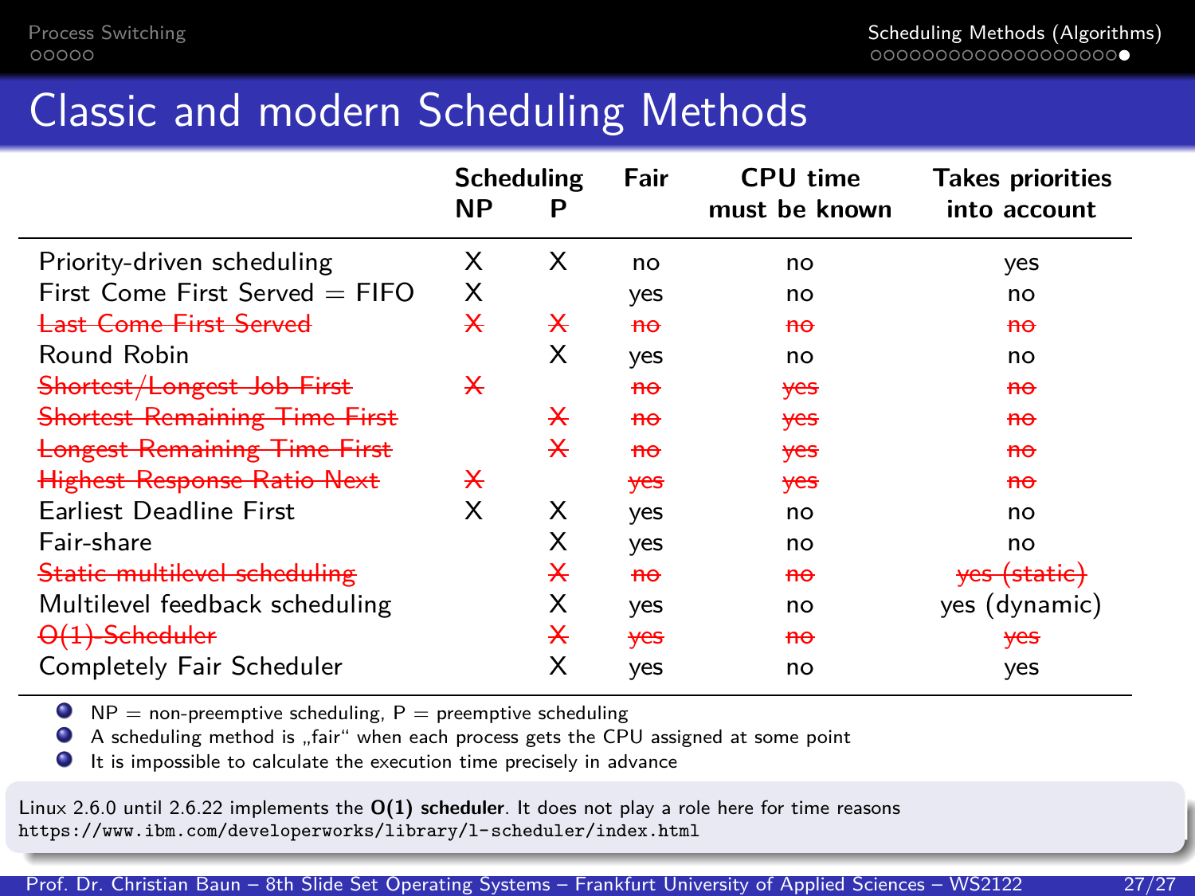# Classic and modern Scheduling Methods

| | Scheduling NP | P | Fair | CPU time must be known | Takes priorities into account |
|---|---|---|---|---|---|
| Priority-driven scheduling | X | X | no | no | yes |
| First Come First Served = FIFO | X | | yes | no | no |
| ~~Last Come First Served~~ | ~~X~~ | ~~X~~ | ~~no~~ | ~~no~~ | ~~no~~ |
| Round Robin | | X | yes | no | no |
| ~~Shortest/Longest Job First~~ | ~~X~~ | | ~~no~~ | ~~yes~~ | ~~no~~ |
| ~~Shortest Remaining Time First~~ | | ~~X~~ | ~~no~~ | ~~yes~~ | ~~no~~ |
| ~~Longest Remaining Time First~~ | | ~~X~~ | ~~no~~ | ~~yes~~ | ~~no~~ |
| ~~Highest Response Ratio Next~~ | ~~X~~ | | ~~yes~~ | ~~yes~~ | ~~no~~ |
| Earliest Deadline First | X | X | yes | no | no |
| Fair-share | | X | yes | no | no |
| ~~Static multilevel scheduling~~ | | ~~X~~ | ~~no~~ | ~~no~~ | ~~yes (static)~~ |
| Multilevel feedback scheduling | | X | yes | no | yes (dynamic) |
| ~~O(1) Scheduler~~ | | ~~X~~ | ~~yes~~ | ~~no~~ | ~~yes~~ |
| Completely Fair Scheduler | | X | yes | no | yes |

- NP = non-preemptive scheduling, P = preemptive scheduling
- A scheduling method is „fair“ when each process gets the CPU assigned at some point
- It is impossible to calculate the execution time precisely in advance

Linux 2.6.0 until 2.6.22 implements the **O(1) scheduler**. It does not play a role here for time reasons
https://www.ibm.com/developerworks/library/l-scheduler/index.html